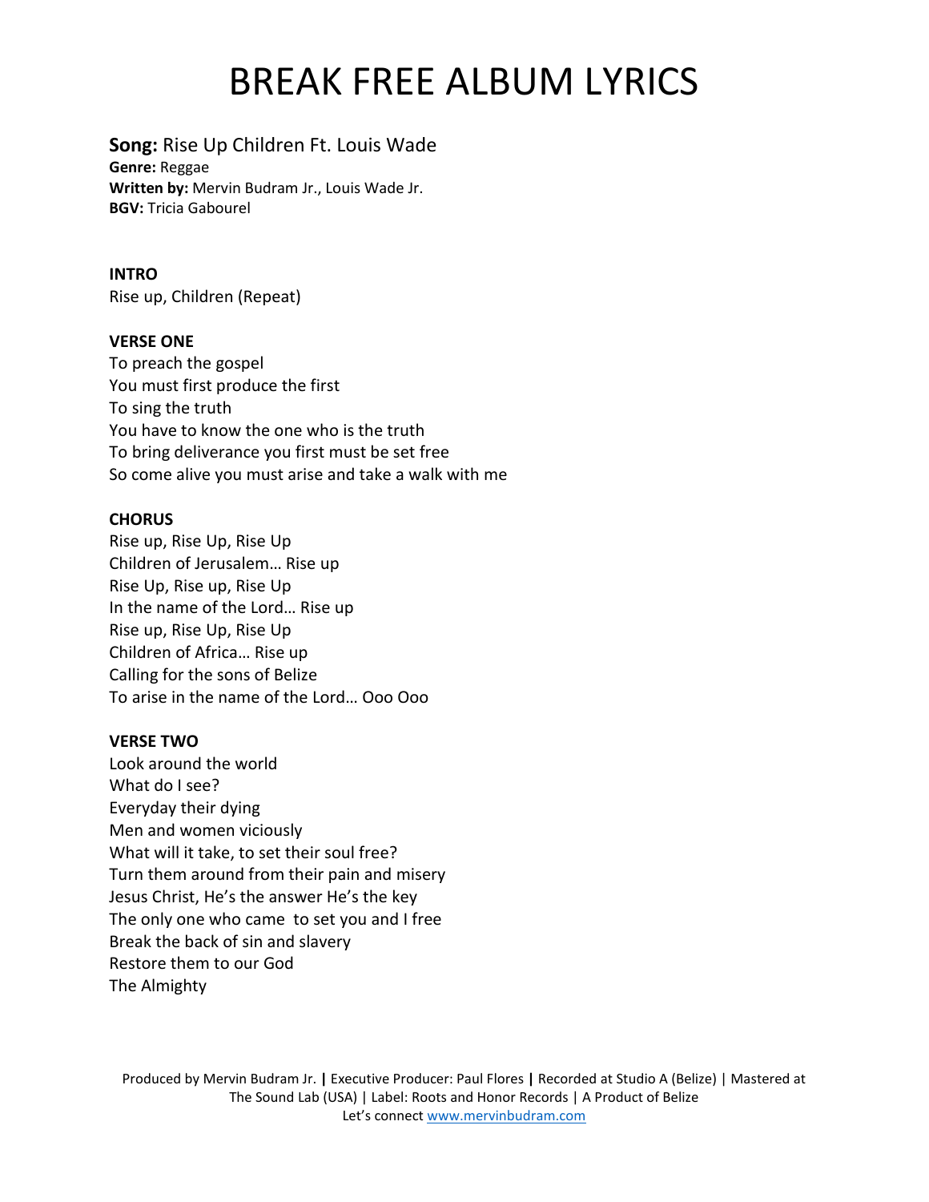# BREAK FREE ALBUM LYRICS

**Song:** Rise Up Children Ft. Louis Wade
**Genre:** Reggae
**Written by:** Mervin Budram Jr., Louis Wade Jr.
**BGV:** Tricia Gabourel

**INTRO**
Rise up, Children (Repeat)

**VERSE ONE**
To preach the gospel
You must first produce the first
To sing the truth
You have to know the one who is the truth
To bring deliverance you first must be set free
So come alive you must arise and take a walk with me

**CHORUS**
Rise up, Rise Up, Rise Up
Children of Jerusalem… Rise up
Rise Up, Rise up, Rise Up
In the name of the Lord… Rise up
Rise up, Rise Up, Rise Up
Children of Africa… Rise up
Calling for the sons of Belize
To arise in the name of the Lord… Ooo Ooo

**VERSE TWO**
Look around the world
What do I see?
Everyday their dying
Men and women viciously
What will it take, to set their soul free?
Turn them around from their pain and misery
Jesus Christ, He's the answer He's the key
The only one who came to set you and I free
Break the back of sin and slavery
Restore them to our God
The Almighty

Produced by Mervin Budram Jr. | Executive Producer: Paul Flores | Recorded at Studio A (Belize) | Mastered at The Sound Lab (USA) | Label: Roots and Honor Records | A Product of Belize
Let's connect www.mervinbudram.com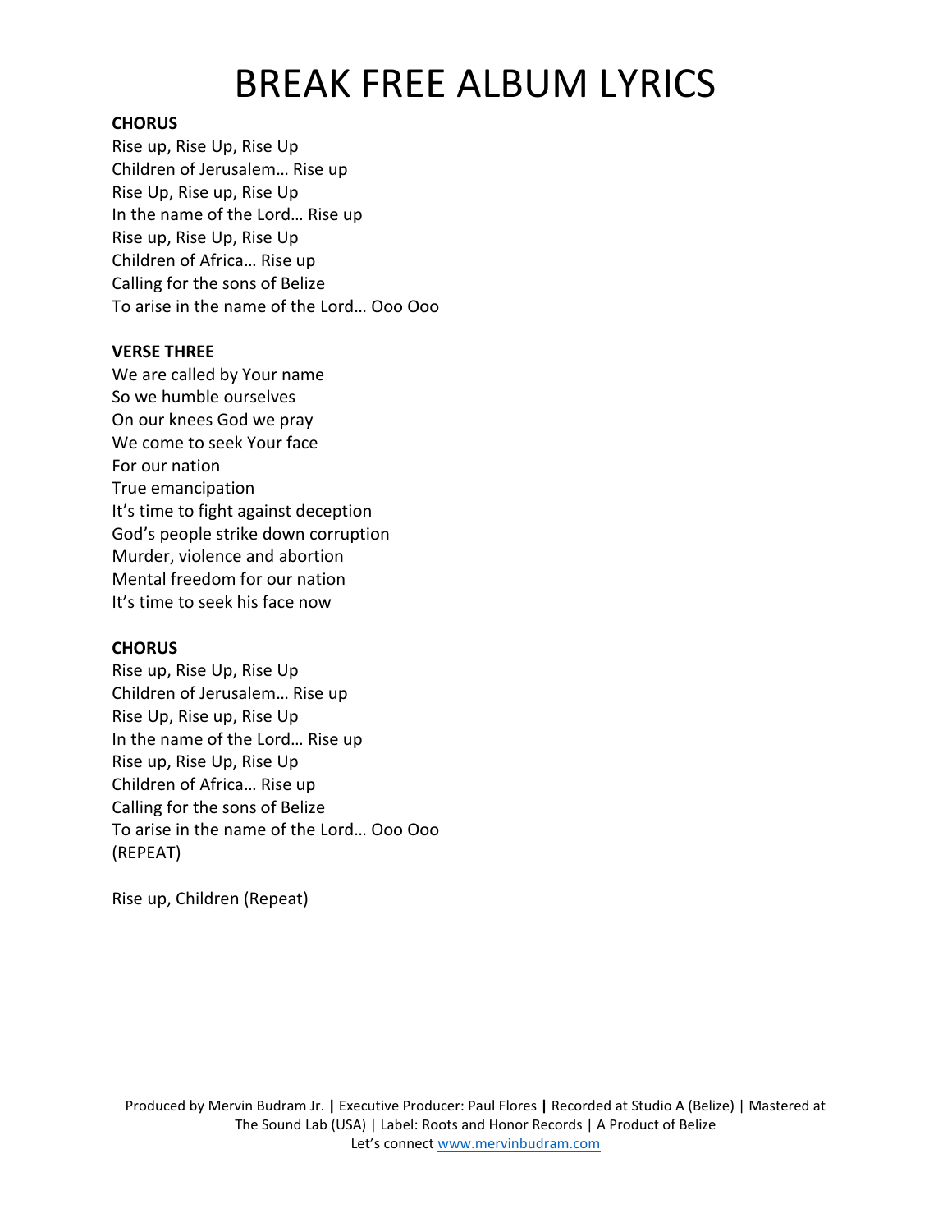# BREAK FREE ALBUM LYRICS

**CHORUS**

Rise up, Rise Up, Rise Up
Children of Jerusalem… Rise up
Rise Up, Rise up, Rise Up
In the name of the Lord… Rise up
Rise up, Rise Up, Rise Up
Children of Africa… Rise up
Calling for the sons of Belize
To arise in the name of the Lord… Ooo Ooo

**VERSE THREE**

We are called by Your name
So we humble ourselves
On our knees God we pray
We come to seek Your face
For our nation
True emancipation
It's time to fight against deception
God's people strike down corruption
Murder, violence and abortion
Mental freedom for our nation
It's time to seek his face now

**CHORUS**

Rise up, Rise Up, Rise Up
Children of Jerusalem… Rise up
Rise Up, Rise up, Rise Up
In the name of the Lord… Rise up
Rise up, Rise Up, Rise Up
Children of Africa… Rise up
Calling for the sons of Belize
To arise in the name of the Lord… Ooo Ooo
(REPEAT)

Rise up, Children (Repeat)